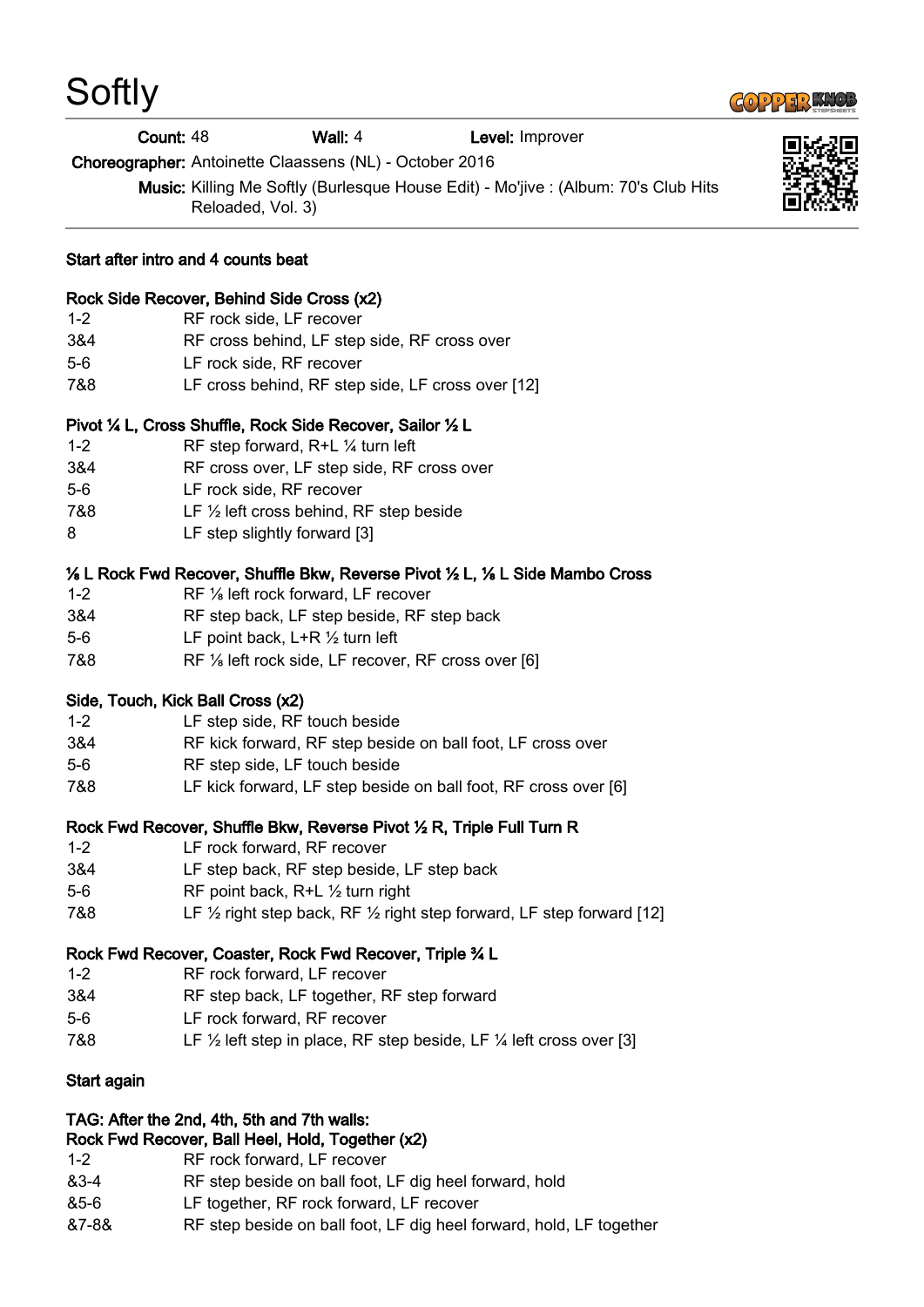# Softly

**Count:** 48 **Wall:** 4 **Level:** Improver

**Choreographer:** Antoinette Claassens (NL) - October 2016

**Music:** Killing Me Softly (Burlesque House Edit) - Mo'jive : (Album: 70's Club Hits Reloaded, Vol. 3)

**Start after intro and 4 counts beat**

**Rock Side Recover, Behind Side Cross (x2)**

| | |
|---|---|
| 1-2 | RF rock side, LF recover |
| 3&4 | RF cross behind, LF step side, RF cross over |
| 5-6 | LF rock side, RF recover |
| 7&8 | LF cross behind, RF step side, LF cross over [12] |

**Pivot ¼ L, Cross Shuffle, Rock Side Recover, Sailor ½ L**

| | |
|---|---|
| 1-2 | RF step forward, R+L ¼ turn left |
| 3&4 | RF cross over, LF step side, RF cross over |
| 5-6 | LF rock side, RF recover |
| 7&8 | LF ½ left cross behind, RF step beside |
| 8 | LF step slightly forward [3] |

**⅛ L Rock Fwd Recover, Shuffle Bkw, Reverse Pivot ½ L, ⅛ L Side Mambo Cross**

| | |
|---|---|
| 1-2 | RF ⅛ left rock forward, LF recover |
| 3&4 | RF step back, LF step beside, RF step back |
| 5-6 | LF point back, L+R ½ turn left |
| 7&8 | RF ⅛ left rock side, LF recover, RF cross over [6] |

**Side, Touch, Kick Ball Cross (x2)**

| | |
|---|---|
| 1-2 | LF step side, RF touch beside |
| 3&4 | RF kick forward, RF step beside on ball foot, LF cross over |
| 5-6 | RF step side, LF touch beside |
| 7&8 | LF kick forward, LF step beside on ball foot, RF cross over [6] |

**Rock Fwd Recover, Shuffle Bkw, Reverse Pivot ½ R, Triple Full Turn R**

| | |
|---|---|
| 1-2 | LF rock forward, RF recover |
| 3&4 | LF step back, RF step beside, LF step back |
| 5-6 | RF point back, R+L ½ turn right |
| 7&8 | LF ½ right step back, RF ½ right step forward, LF step forward [12] |

**Rock Fwd Recover, Coaster, Rock Fwd Recover, Triple ¾ L**

| | |
|---|---|
| 1-2 | RF rock forward, LF recover |
| 3&4 | RF step back, LF together, RF step forward |
| 5-6 | LF rock forward, RF recover |
| 7&8 | LF ½ left step in place, RF step beside, LF ¼ left cross over [3] |

**Start again**

**TAG: After the 2nd, 4th, 5th and 7th walls:**
**Rock Fwd Recover, Ball Heel, Hold, Together (x2)**

| | |
|---|---|
| 1-2 | RF rock forward, LF recover |
| &3-4 | RF step beside on ball foot, LF dig heel forward, hold |
| &5-6 | LF together, RF rock forward, LF recover |
| &7-8& | RF step beside on ball foot, LF dig heel forward, hold, LF together |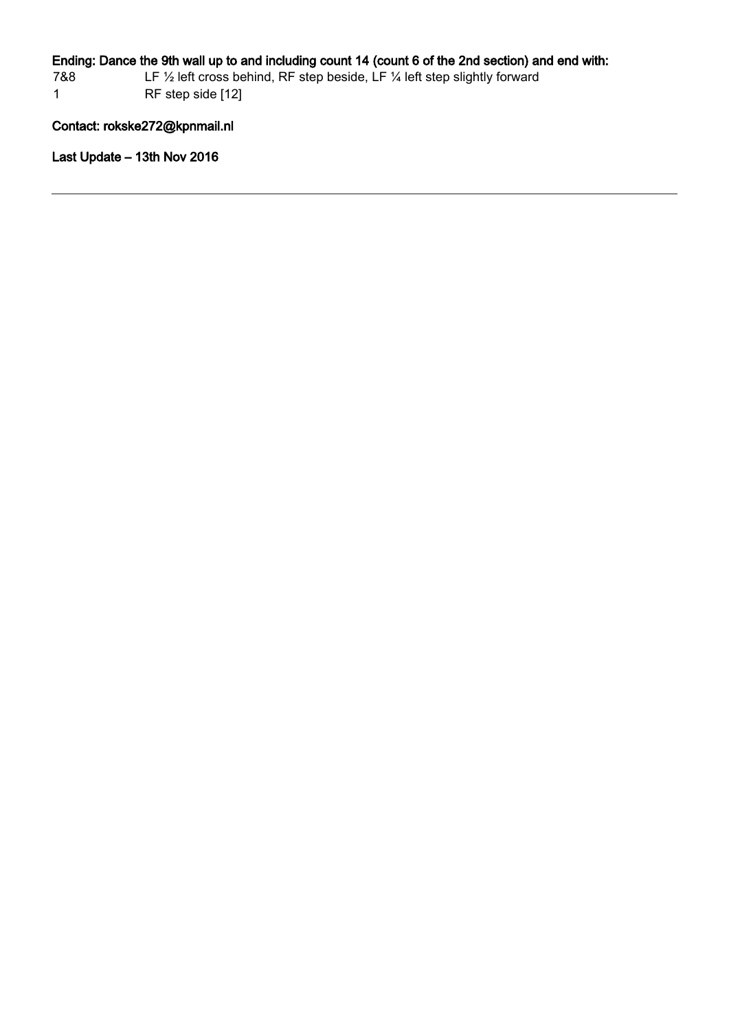**Ending: Dance the 9th wall up to and including count 14 (count 6 of the 2nd section) and end with:**

| | |
|---|---|
| 7&8 | LF ½ left cross behind, RF step beside, LF ¼ left step slightly forward |
| 1 | RF step side [12] |

**Contact: rokske272@kpnmail.nl**

**Last Update – 13th Nov 2016**

---